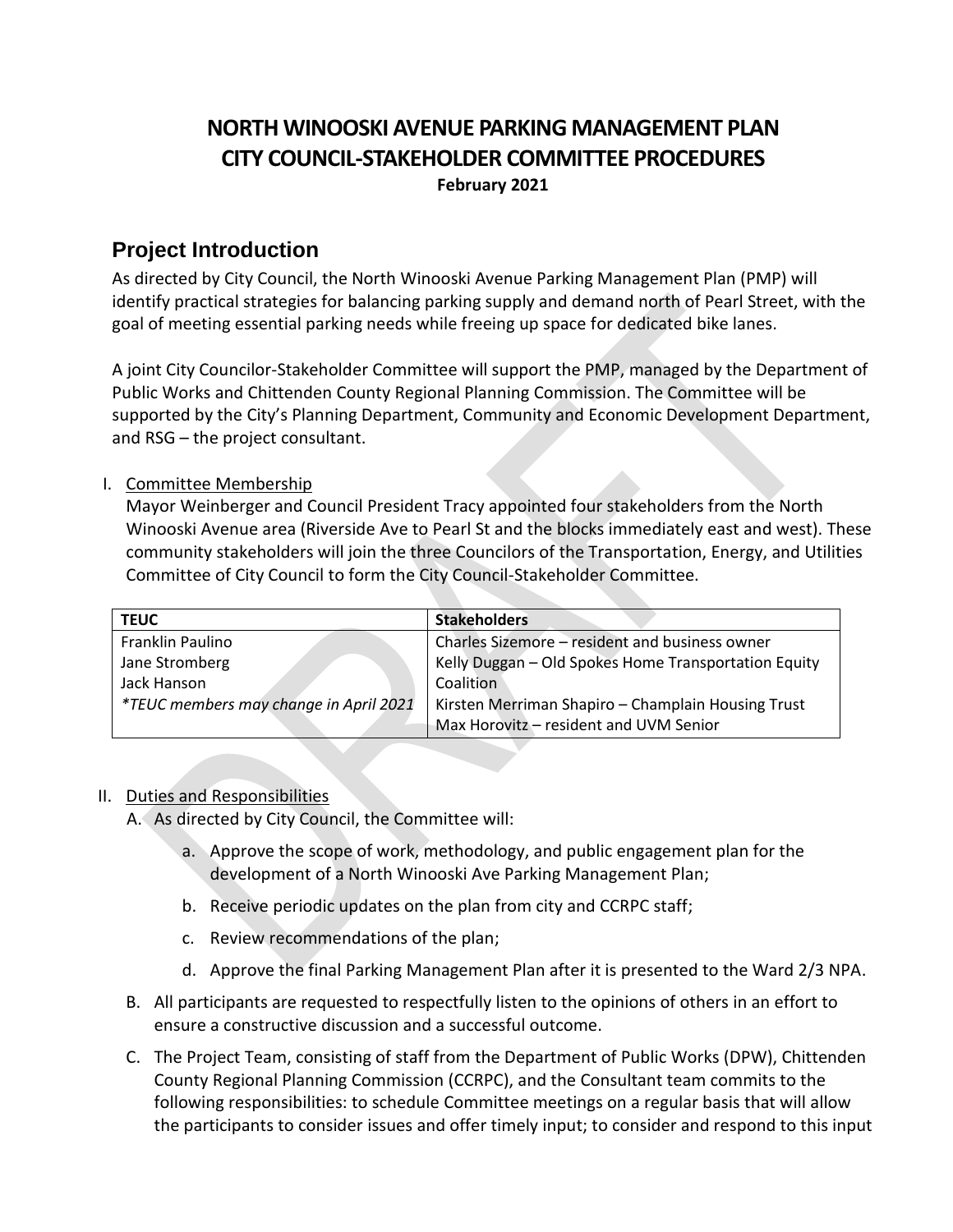# NORTH WINOOSKI AVENUE PARKING MANAGEMENT PLAN
# CITY COUNCIL-STAKEHOLDER COMMITTEE PROCEDURES

**February 2021**

## Project Introduction

As directed by City Council, the North Winooski Avenue Parking Management Plan (PMP) will identify practical strategies for balancing parking supply and demand north of Pearl Street, with the goal of meeting essential parking needs while freeing up space for dedicated bike lanes.

A joint City Councilor-Stakeholder Committee will support the PMP, managed by the Department of Public Works and Chittenden County Regional Planning Commission. The Committee will be supported by the City's Planning Department, Community and Economic Development Department, and RSG – the project consultant.

I. Committee Membership

Mayor Weinberger and Council President Tracy appointed four stakeholders from the North Winooski Avenue area (Riverside Ave to Pearl St and the blocks immediately east and west). These community stakeholders will join the three Councilors of the Transportation, Energy, and Utilities Committee of City Council to form the City Council-Stakeholder Committee.

| TEUC | Stakeholders |
|---|---|
| Franklin Paulino<br>Jane Stromberg<br>Jack Hanson<br>*\*TEUC members may change in April 2021* | Charles Sizemore – resident and business owner<br>Kelly Duggan – Old Spokes Home Transportation Equity Coalition<br>Kirsten Merriman Shapiro – Champlain Housing Trust<br>Max Horovitz – resident and UVM Senior |

II. Duties and Responsibilities

A. As directed by City Council, the Committee will:

a. Approve the scope of work, methodology, and public engagement plan for the development of a North Winooski Ave Parking Management Plan;

b. Receive periodic updates on the plan from city and CCRPC staff;

c. Review recommendations of the plan;

d. Approve the final Parking Management Plan after it is presented to the Ward 2/3 NPA.

B. All participants are requested to respectfully listen to the opinions of others in an effort to ensure a constructive discussion and a successful outcome.

C. The Project Team, consisting of staff from the Department of Public Works (DPW), Chittenden County Regional Planning Commission (CCRPC), and the Consultant team commits to the following responsibilities: to schedule Committee meetings on a regular basis that will allow the participants to consider issues and offer timely input; to consider and respond to this input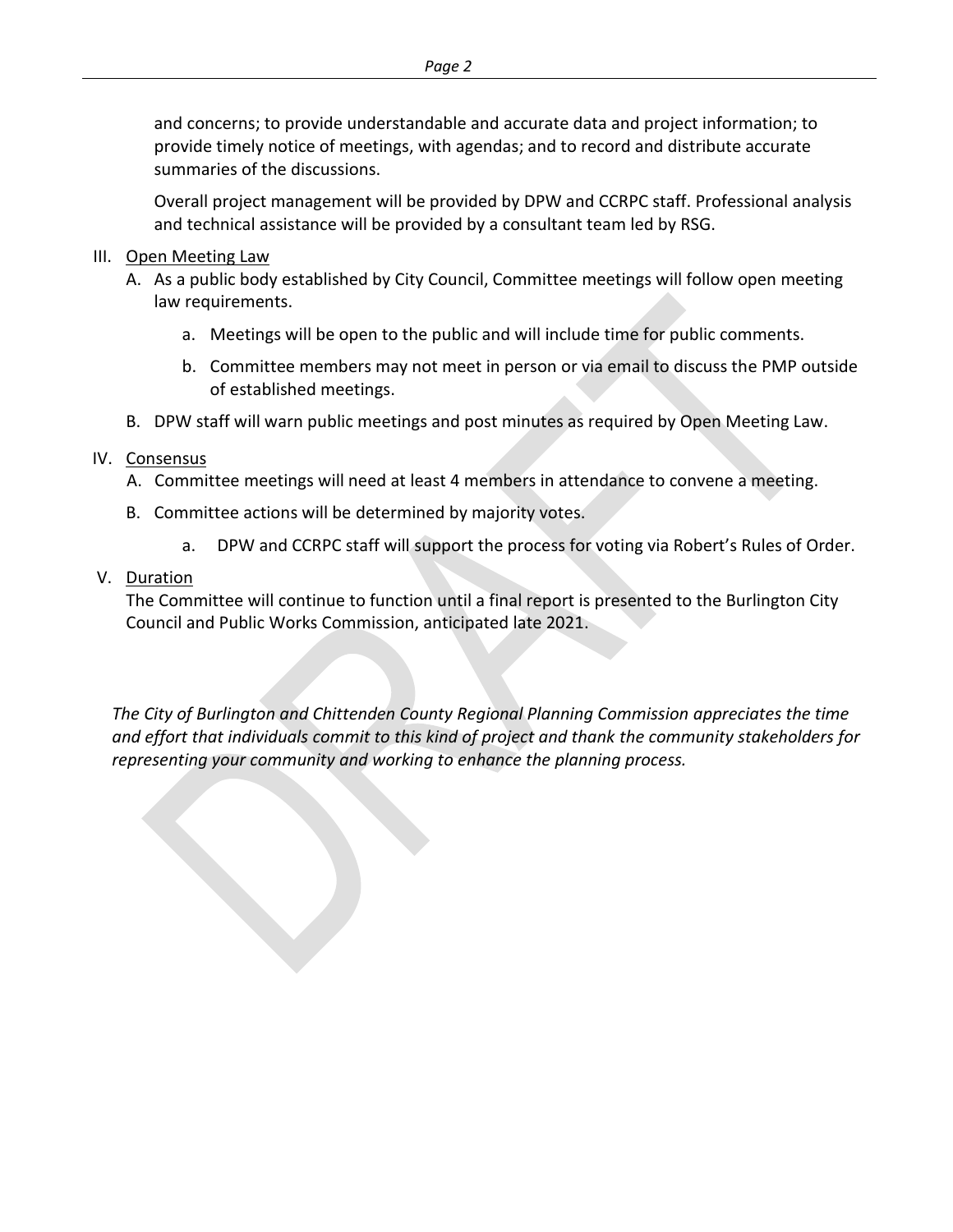and concerns; to provide understandable and accurate data and project information; to provide timely notice of meetings, with agendas; and to record and distribute accurate summaries of the discussions.

Overall project management will be provided by DPW and CCRPC staff. Professional analysis and technical assistance will be provided by a consultant team led by RSG.

III. <u>Open Meeting Law</u>
   A. As a public body established by City Council, Committee meetings will follow open meeting law requirements.
      a. Meetings will be open to the public and will include time for public comments.
      b. Committee members may not meet in person or via email to discuss the PMP outside of established meetings.
   B. DPW staff will warn public meetings and post minutes as required by Open Meeting Law.

IV. <u>Consensus</u>
   A. Committee meetings will need at least 4 members in attendance to convene a meeting.
   B. Committee actions will be determined by majority votes.
      a. DPW and CCRPC staff will support the process for voting via Robert's Rules of Order.

V. <u>Duration</u>
   The Committee will continue to function until a final report is presented to the Burlington City Council and Public Works Commission, anticipated late 2021.

*The City of Burlington and Chittenden County Regional Planning Commission appreciates the time and effort that individuals commit to this kind of project and thank the community stakeholders for representing your community and working to enhance the planning process.*

DRAFT